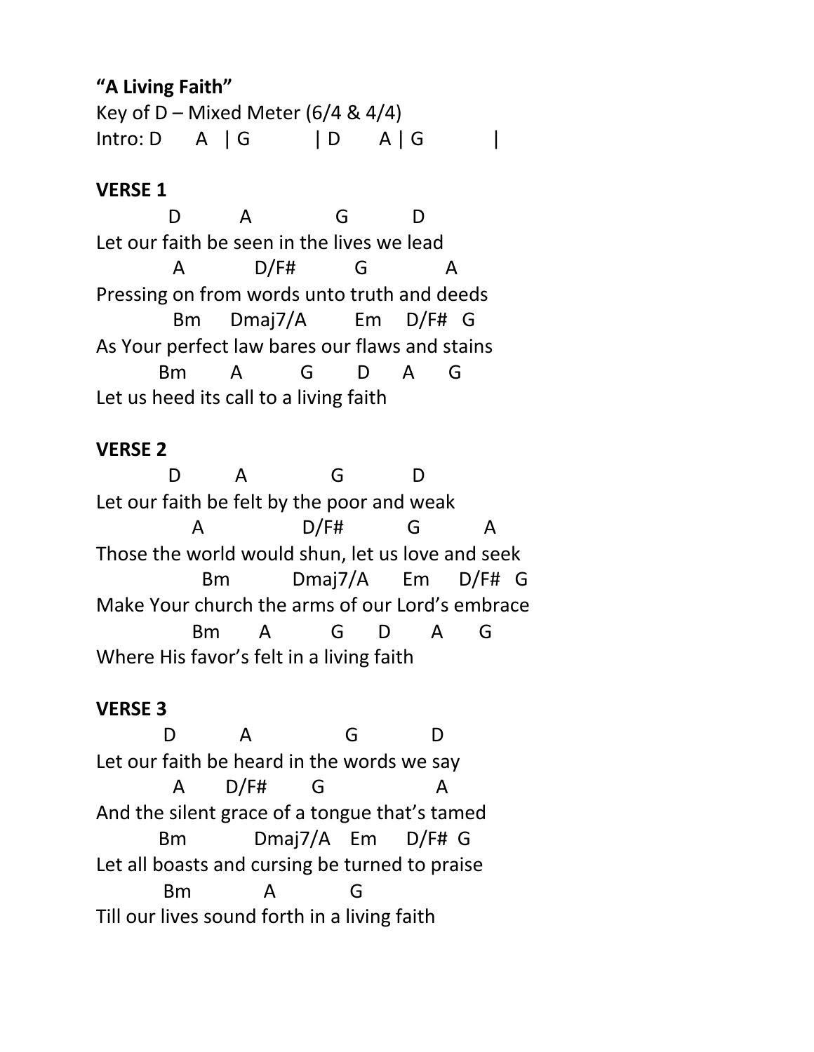**"A Living Faith"**

Key of D – Mixed Meter (6/4 & 4/4)

```
Intro: D      A   | G           | D       A | G            |
```

**VERSE 1**

```
           D          A              G           D
Let our faith be seen in the lives we lead
            A            D/F#          G             A
Pressing on from words unto truth and deeds
            Bm     Dmaj7/A        Em    D/F#   G
As Your perfect law bares our flaws and stains
          Bm        A          G        D      A      G
Let us heed its call to a living faith
```

**VERSE 2**

```
           D         A              G            D
Let our faith be felt by the poor and weak
               A                D/F#           G           A
Those the world would shun, let us love and seek
                 Bm          Dmaj7/A      Em      D/F#   G
Make Your church the arms of our Lord's embrace
               Bm       A          G      D       A      G
Where His favor's felt in a living faith
```

**VERSE 3**

```
          D           A                G            D
Let our faith be heard in the words we say
            A       D/F#        G                  A
And the silent grace of a tongue that's tamed
          Bm            Dmaj7/A    Em      D/F#  G
Let all boasts and cursing be turned to praise
           Bm             A            G
Till our lives sound forth in a living faith
```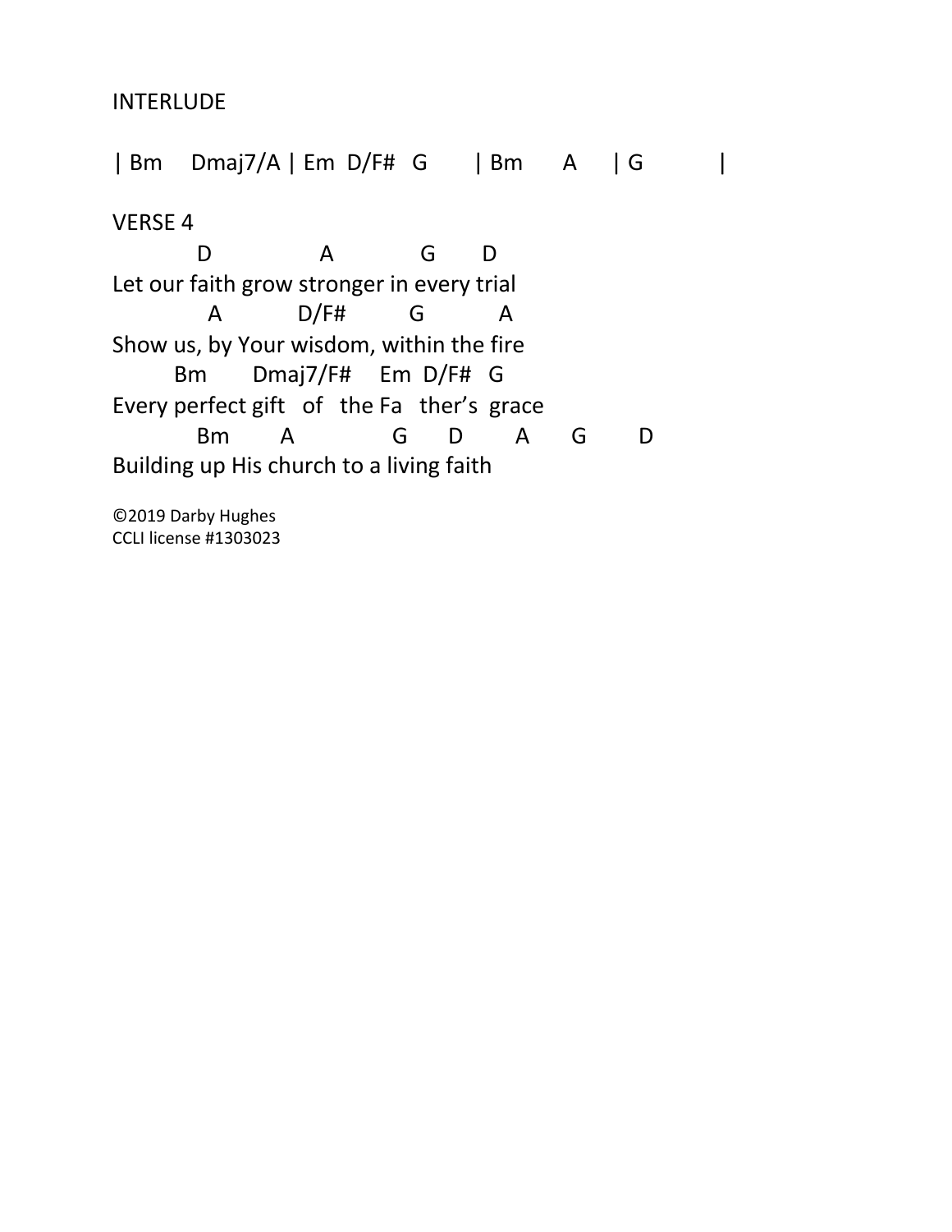INTERLUDE

```
| Bm     Dmaj7/A | Em  D/F#   G       | Bm       A      | G            |
```

VERSE 4

```
            D                A              G        D
Let our faith grow stronger in every trial
             A            D/F#          G            A
Show us, by Your wisdom, within the fire
        Bm       Dmaj7/F#     Em  D/F#   G
Every perfect gift   of   the Fa   ther's  grace
           Bm        A               G       D        A       G        D
Building up His church to a living faith
```

©2019 Darby Hughes
CCLI license #1303023